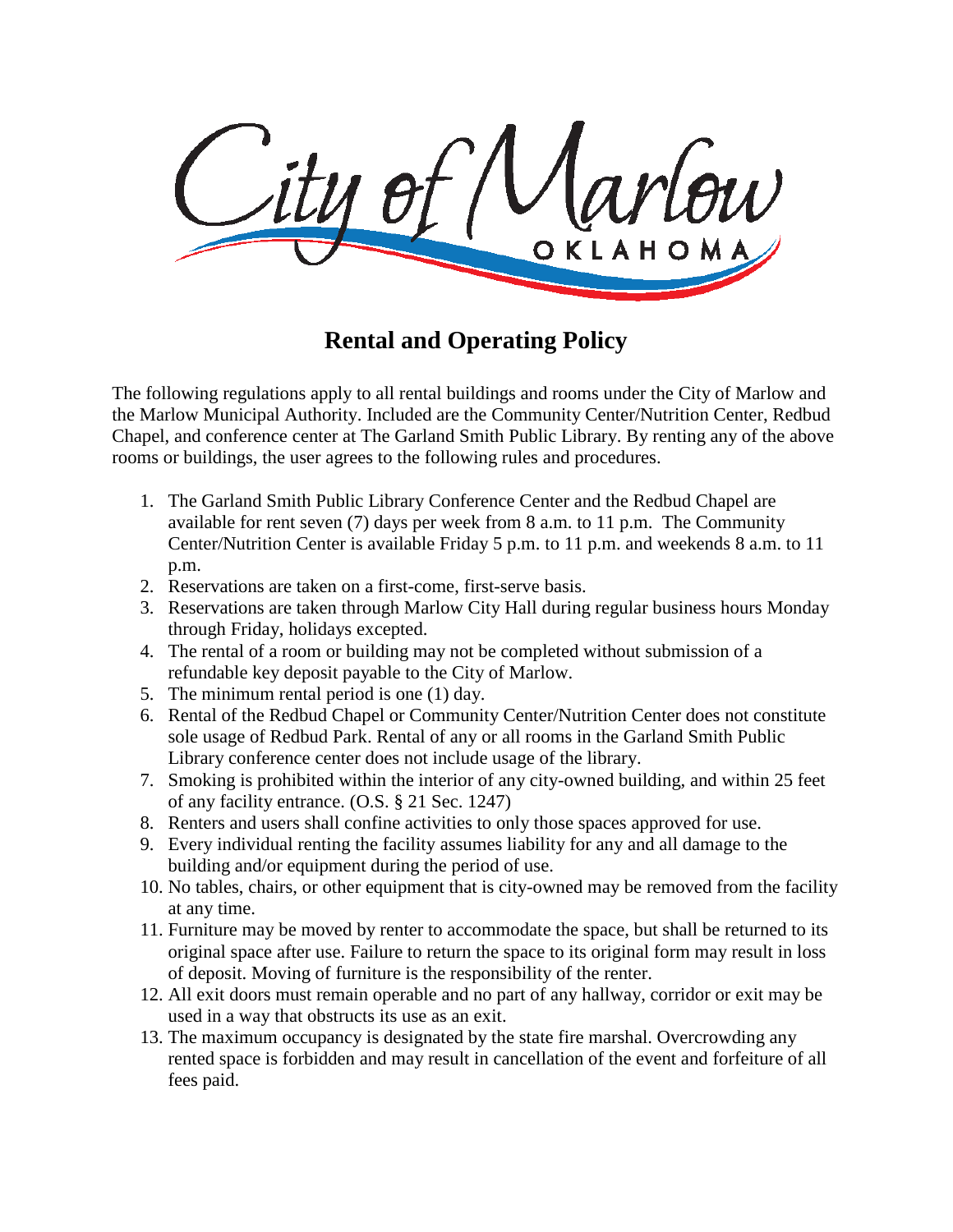City of Marlow
OKLAHOMA

# Rental and Operating Policy

The following regulations apply to all rental buildings and rooms under the City of Marlow and the Marlow Municipal Authority. Included are the Community Center/Nutrition Center, Redbud Chapel, and conference center at The Garland Smith Public Library. By renting any of the above rooms or buildings, the user agrees to the following rules and procedures.

1. The Garland Smith Public Library Conference Center and the Redbud Chapel are available for rent seven (7) days per week from 8 a.m. to 11 p.m. The Community Center/Nutrition Center is available Friday 5 p.m. to 11 p.m. and weekends 8 a.m. to 11 p.m.
2. Reservations are taken on a first-come, first-serve basis.
3. Reservations are taken through Marlow City Hall during regular business hours Monday through Friday, holidays excepted.
4. The rental of a room or building may not be completed without submission of a refundable key deposit payable to the City of Marlow.
5. The minimum rental period is one (1) day.
6. Rental of the Redbud Chapel or Community Center/Nutrition Center does not constitute sole usage of Redbud Park. Rental of any or all rooms in the Garland Smith Public Library conference center does not include usage of the library.
7. Smoking is prohibited within the interior of any city-owned building, and within 25 feet of any facility entrance. (O.S. § 21 Sec. 1247)
8. Renters and users shall confine activities to only those spaces approved for use.
9. Every individual renting the facility assumes liability for any and all damage to the building and/or equipment during the period of use.
10. No tables, chairs, or other equipment that is city-owned may be removed from the facility at any time.
11. Furniture may be moved by renter to accommodate the space, but shall be returned to its original space after use. Failure to return the space to its original form may result in loss of deposit. Moving of furniture is the responsibility of the renter.
12. All exit doors must remain operable and no part of any hallway, corridor or exit may be used in a way that obstructs its use as an exit.
13. The maximum occupancy is designated by the state fire marshal. Overcrowding any rented space is forbidden and may result in cancellation of the event and forfeiture of all fees paid.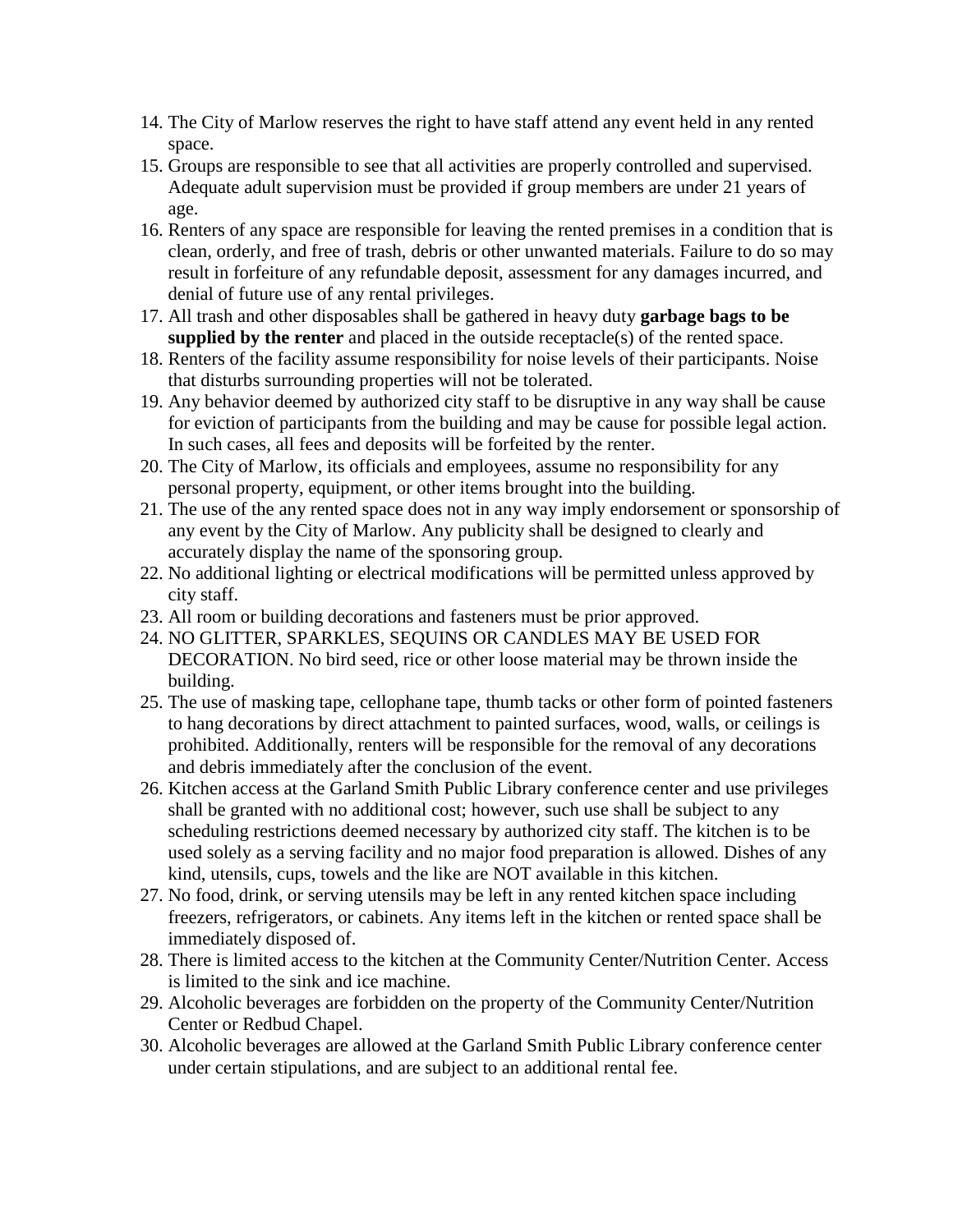14. The City of Marlow reserves the right to have staff attend any event held in any rented space.
15. Groups are responsible to see that all activities are properly controlled and supervised. Adequate adult supervision must be provided if group members are under 21 years of age.
16. Renters of any space are responsible for leaving the rented premises in a condition that is clean, orderly, and free of trash, debris or other unwanted materials. Failure to do so may result in forfeiture of any refundable deposit, assessment for any damages incurred, and denial of future use of any rental privileges.
17. All trash and other disposables shall be gathered in heavy duty **garbage bags to be supplied by the renter** and placed in the outside receptacle(s) of the rented space.
18. Renters of the facility assume responsibility for noise levels of their participants. Noise that disturbs surrounding properties will not be tolerated.
19. Any behavior deemed by authorized city staff to be disruptive in any way shall be cause for eviction of participants from the building and may be cause for possible legal action. In such cases, all fees and deposits will be forfeited by the renter.
20. The City of Marlow, its officials and employees, assume no responsibility for any personal property, equipment, or other items brought into the building.
21. The use of the any rented space does not in any way imply endorsement or sponsorship of any event by the City of Marlow. Any publicity shall be designed to clearly and accurately display the name of the sponsoring group.
22. No additional lighting or electrical modifications will be permitted unless approved by city staff.
23. All room or building decorations and fasteners must be prior approved.
24. NO GLITTER, SPARKLES, SEQUINS OR CANDLES MAY BE USED FOR DECORATION. No bird seed, rice or other loose material may be thrown inside the building.
25. The use of masking tape, cellophane tape, thumb tacks or other form of pointed fasteners to hang decorations by direct attachment to painted surfaces, wood, walls, or ceilings is prohibited. Additionally, renters will be responsible for the removal of any decorations and debris immediately after the conclusion of the event.
26. Kitchen access at the Garland Smith Public Library conference center and use privileges shall be granted with no additional cost; however, such use shall be subject to any scheduling restrictions deemed necessary by authorized city staff. The kitchen is to be used solely as a serving facility and no major food preparation is allowed. Dishes of any kind, utensils, cups, towels and the like are NOT available in this kitchen.
27. No food, drink, or serving utensils may be left in any rented kitchen space including freezers, refrigerators, or cabinets. Any items left in the kitchen or rented space shall be immediately disposed of.
28. There is limited access to the kitchen at the Community Center/Nutrition Center. Access is limited to the sink and ice machine.
29. Alcoholic beverages are forbidden on the property of the Community Center/Nutrition Center or Redbud Chapel.
30. Alcoholic beverages are allowed at the Garland Smith Public Library conference center under certain stipulations, and are subject to an additional rental fee.